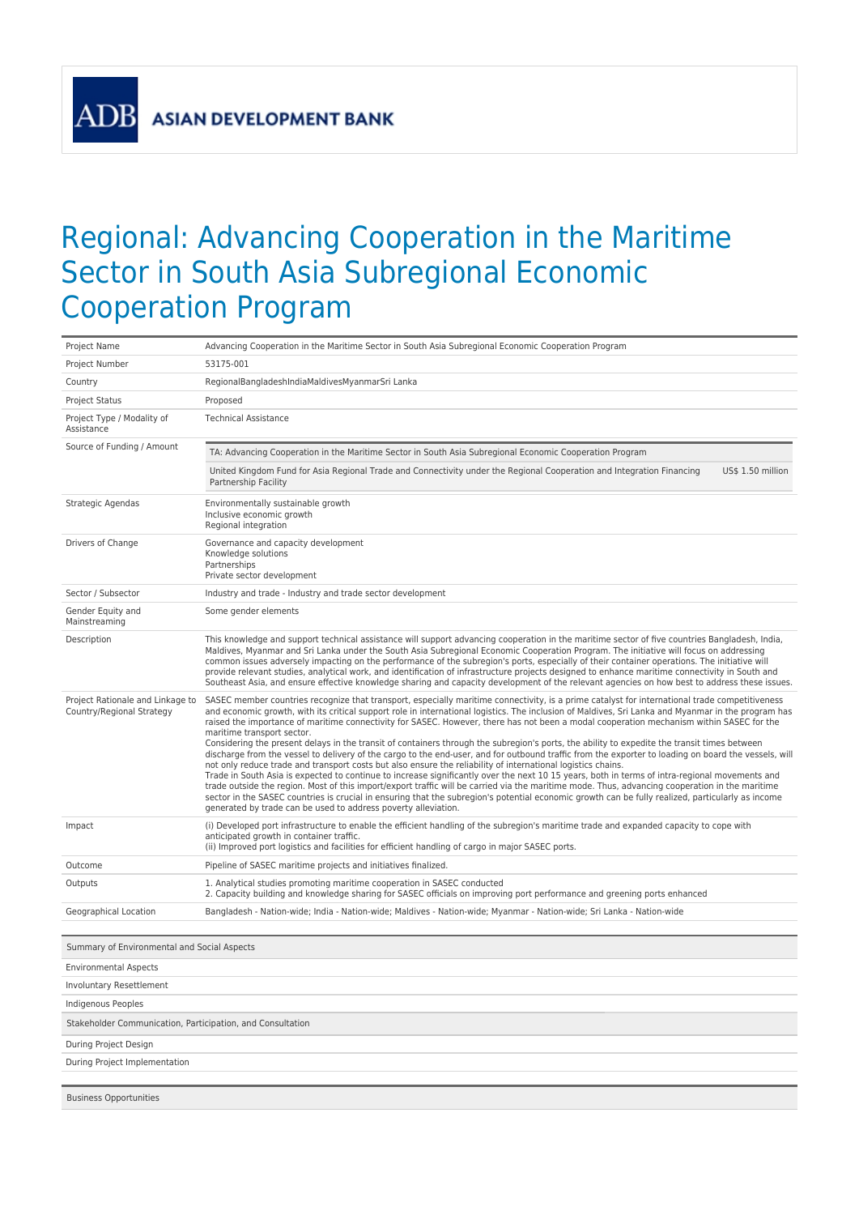ADB ASIAN DEVELOPMENT BANK

# Regional: Advancing Cooperation in the Maritime Sector in South Asia Subregional Economic Cooperation Program

| | |
|---|---|
| Project Name | Advancing Cooperation in the Maritime Sector in South Asia Subregional Economic Cooperation Program |
| Project Number | 53175-001 |
| Country | RegionalBangladeshIndiaMaldivesMyanmarSri Lanka |
| Project Status | Proposed |
| Project Type / Modality of Assistance | Technical Assistance |
| Source of Funding / Amount | TA: Advancing Cooperation in the Maritime Sector in South Asia Subregional Economic Cooperation Program<br>United Kingdom Fund for Asia Regional Trade and Connectivity under the Regional Cooperation and Integration Financing Partnership Facility — US$ 1.50 million |
| Strategic Agendas | Environmentally sustainable growth<br>Inclusive economic growth<br>Regional integration |
| Drivers of Change | Governance and capacity development<br>Knowledge solutions<br>Partnerships<br>Private sector development |
| Sector / Subsector | Industry and trade - Industry and trade sector development |
| Gender Equity and Mainstreaming | Some gender elements |
| Description | This knowledge and support technical assistance will support advancing cooperation in the maritime sector of five countries Bangladesh, India, Maldives, Myanmar and Sri Lanka under the South Asia Subregional Economic Cooperation Program. The initiative will focus on addressing common issues adversely impacting on the performance of the subregion's ports, especially of their container operations. The initiative will provide relevant studies, analytical work, and identification of infrastructure projects designed to enhance maritime connectivity in South and Southeast Asia, and ensure effective knowledge sharing and capacity development of the relevant agencies on how best to address these issues. |
| Project Rationale and Linkage to Country/Regional Strategy | SASEC member countries recognize that transport, especially maritime connectivity, is a prime catalyst for international trade competitiveness and economic growth, with its critical support role in international logistics. The inclusion of Maldives, Sri Lanka and Myanmar in the program has raised the importance of maritime connectivity for SASEC. However, there has not been a modal cooperation mechanism within SASEC for the maritime transport sector.<br>Considering the present delays in the transit of containers through the subregion's ports, the ability to expedite the transit times between discharge from the vessel to delivery of the cargo to the end-user, and for outbound traffic from the exporter to loading on board the vessels, will not only reduce trade and transport costs but also ensure the reliability of international logistics chains.<br>Trade in South Asia is expected to continue to increase significantly over the next 10 15 years, both in terms of intra-regional movements and trade outside the region. Most of this import/export traffic will be carried via the maritime mode. Thus, advancing cooperation in the maritime sector in the SASEC countries is crucial in ensuring that the subregion's potential economic growth can be fully realized, particularly as income generated by trade can be used to address poverty alleviation. |
| Impact | (i) Developed port infrastructure to enable the efficient handling of the subregion's maritime trade and expanded capacity to cope with anticipated growth in container traffic.<br>(ii) Improved port logistics and facilities for efficient handling of cargo in major SASEC ports. |
| Outcome | Pipeline of SASEC maritime projects and initiatives finalized. |
| Outputs | 1. Analytical studies promoting maritime cooperation in SASEC conducted<br>2. Capacity building and knowledge sharing for SASEC officials on improving port performance and greening ports enhanced |
| Geographical Location | Bangladesh - Nation-wide; India - Nation-wide; Maldives - Nation-wide; Myanmar - Nation-wide; Sri Lanka - Nation-wide |

| Summary of Environmental and Social Aspects |
|---|
| Environmental Aspects |
| Involuntary Resettlement |
| Indigenous Peoples |
| **Stakeholder Communication, Participation, and Consultation** |
| During Project Design |
| During Project Implementation |

| Business Opportunities |
|---|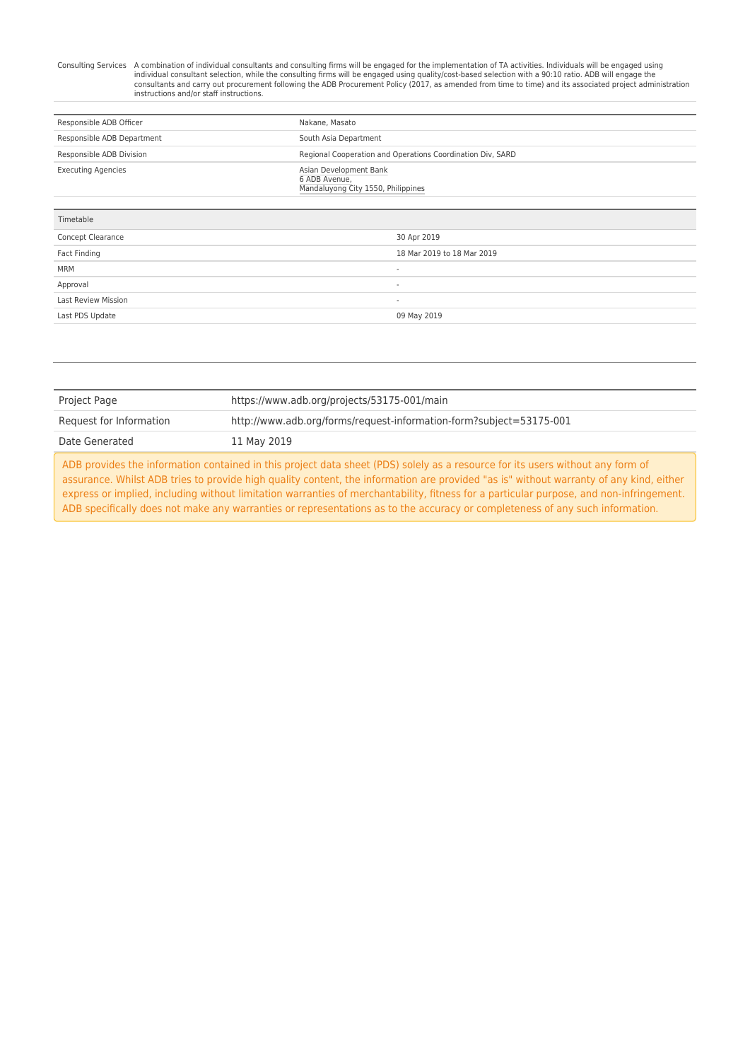| | |
|---|---|
| Consulting Services | A combination of individual consultants and consulting firms will be engaged for the implementation of TA activities. Individuals will be engaged using individual consultant selection, while the consulting firms will be engaged using quality/cost-based selection with a 90:10 ratio. ADB will engage the consultants and carry out procurement following the ADB Procurement Policy (2017, as amended from time to time) and its associated project administration instructions and/or staff instructions. |

| | |
|---|---|
| Responsible ADB Officer | Nakane, Masato |
| Responsible ADB Department | South Asia Department |
| Responsible ADB Division | Regional Cooperation and Operations Coordination Div, SARD |
| Executing Agencies | Asian Development Bank<br>6 ADB Avenue,<br>Mandaluyong City 1550, Philippines |

| Timetable | |
|---|---|
| Concept Clearance | 30 Apr 2019 |
| Fact Finding | 18 Mar 2019 to 18 Mar 2019 |
| MRM | - |
| Approval | - |
| Last Review Mission | - |
| Last PDS Update | 09 May 2019 |

| | |
|---|---|
| Project Page | https://www.adb.org/projects/53175-001/main |
| Request for Information | http://www.adb.org/forms/request-information-form?subject=53175-001 |
| Date Generated | 11 May 2019 |

ADB provides the information contained in this project data sheet (PDS) solely as a resource for its users without any form of assurance. Whilst ADB tries to provide high quality content, the information are provided "as is" without warranty of any kind, either express or implied, including without limitation warranties of merchantability, fitness for a particular purpose, and non-infringement. ADB specifically does not make any warranties or representations as to the accuracy or completeness of any such information.